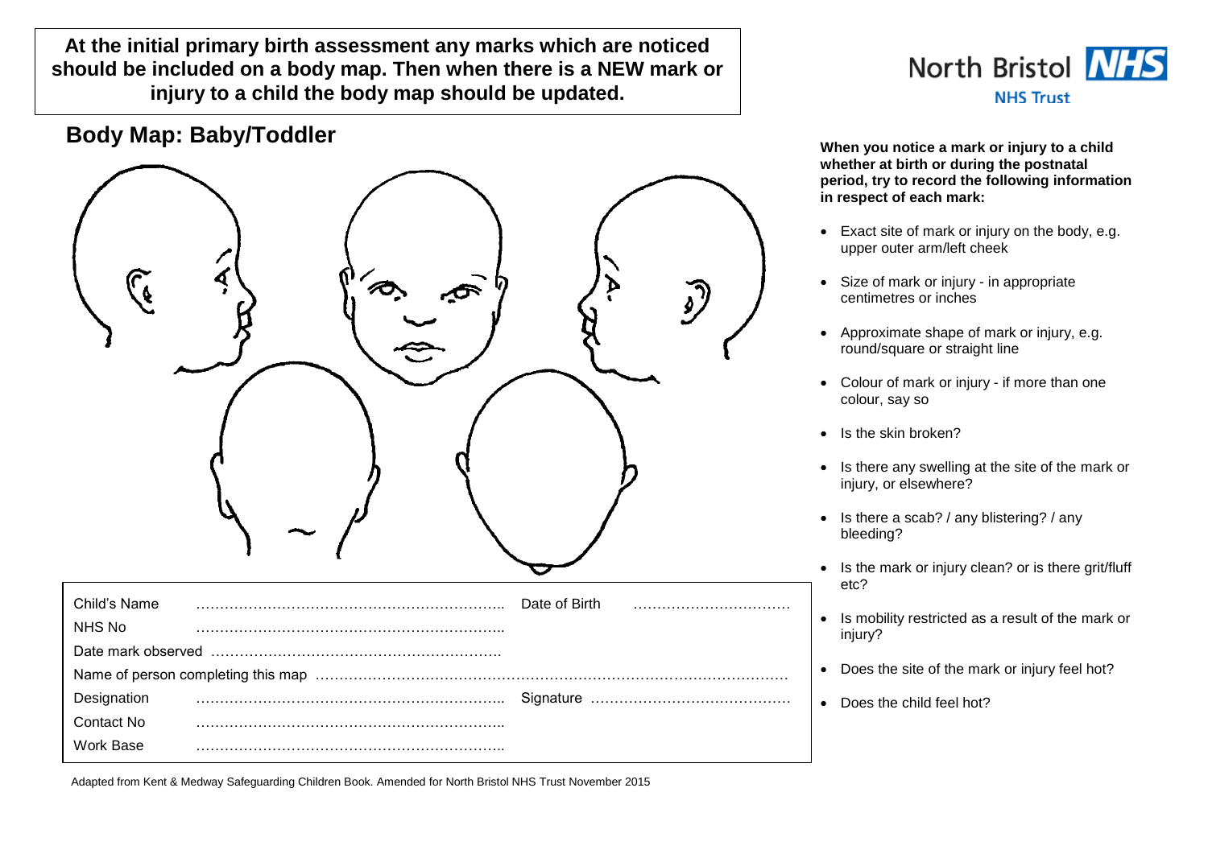**At the initial primary birth assessment any marks which are noticed should be included on a body map. Then when there is a NEW mark or injury to a child the body map should be updated.**

North Bristol NHS Trust

## Body Map: Baby/Toddler

| | | | |
|---|---|---|---|
| Child's Name | ……………………………………………………….. | Date of Birth | …………………………… |
| NHS No | ……………………………………………………….. | | |
| Date mark observed | …………………………………………………… | | |
| Name of person completing this map | ……………………………………………………………………………………… | | |
| Designation | ……………………………………………………….. | Signature | …………………………………… |
| Contact No | ……………………………………………………….. | | |
| Work Base | ……………………………………………………….. | | |

**When you notice a mark or injury to a child whether at birth or during the postnatal period, try to record the following information in respect of each mark:**

- Exact site of mark or injury on the body, e.g. upper outer arm/left cheek
- Size of mark or injury - in appropriate centimetres or inches
- Approximate shape of mark or injury, e.g. round/square or straight line
- Colour of mark or injury - if more than one colour, say so
- Is the skin broken?
- Is there any swelling at the site of the mark or injury, or elsewhere?
- Is there a scab? / any blistering? / any bleeding?
- Is the mark or injury clean? or is there grit/fluff etc?
- Is mobility restricted as a result of the mark or injury?
- Does the site of the mark or injury feel hot?
- Does the child feel hot?

Adapted from Kent & Medway Safeguarding Children Book. Amended for North Bristol NHS Trust November 2015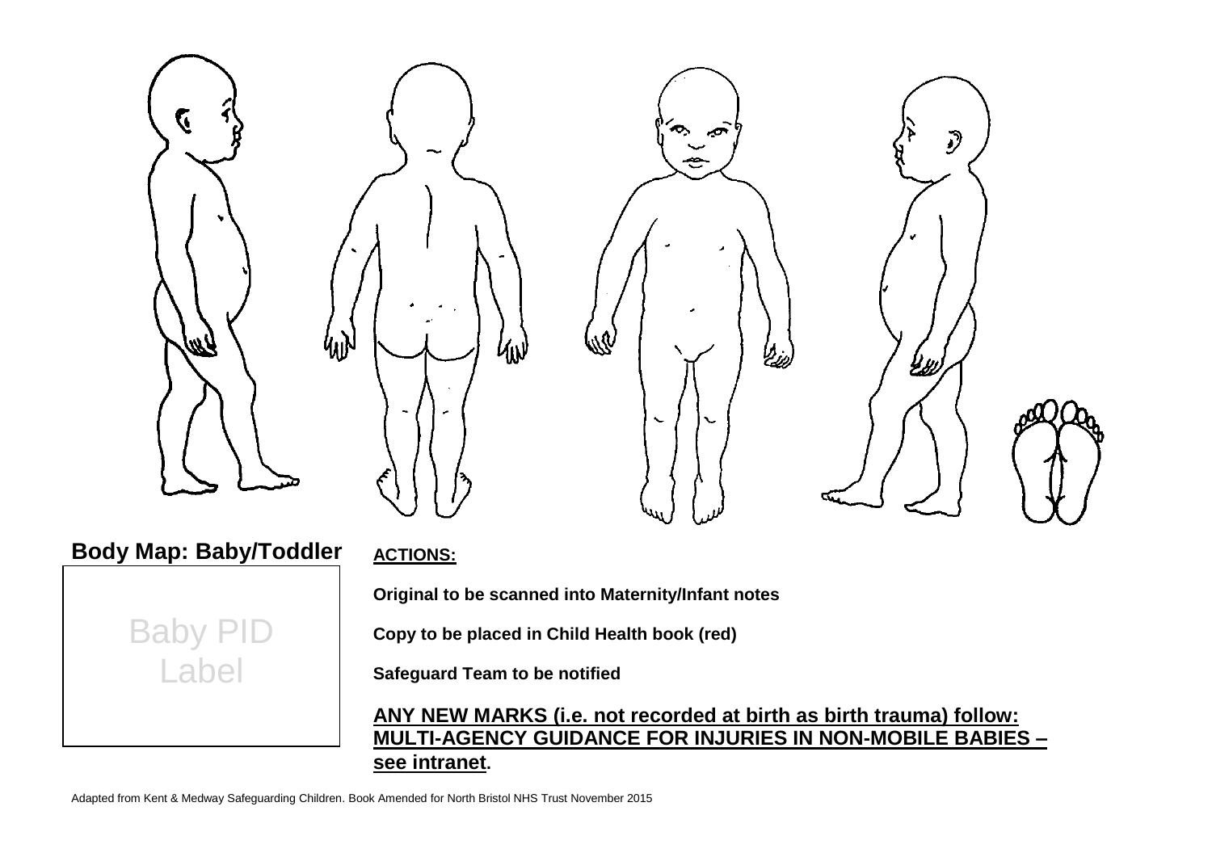## Body Map: Baby/Toddler

Baby PID Label

**ACTIONS:**

**Original to be scanned into Maternity/Infant notes**

**Copy to be placed in Child Health book (red)**

**Safeguard Team to be notified**

**ANY NEW MARKS (i.e. not recorded at birth as birth trauma) follow: MULTI-AGENCY GUIDANCE FOR INJURIES IN NON-MOBILE BABIES – see intranet.**

Adapted from Kent & Medway Safeguarding Children. Book Amended for North Bristol NHS Trust November 2015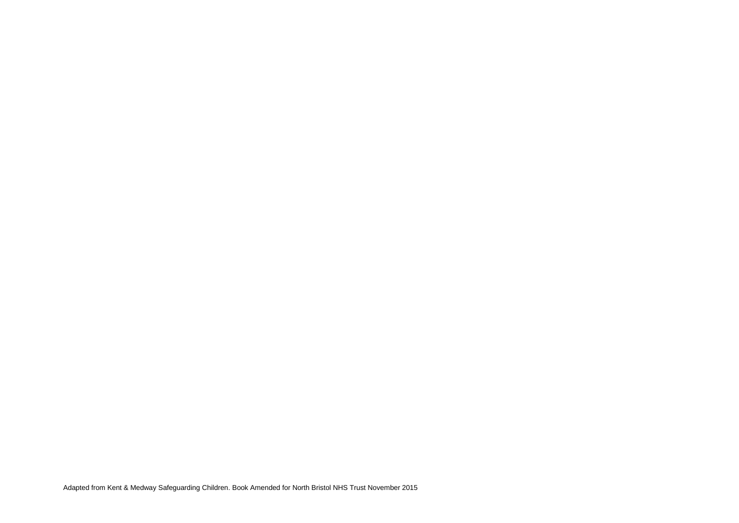Adapted from Kent & Medway Safeguarding Children. Book Amended for North Bristol NHS Trust November 2015